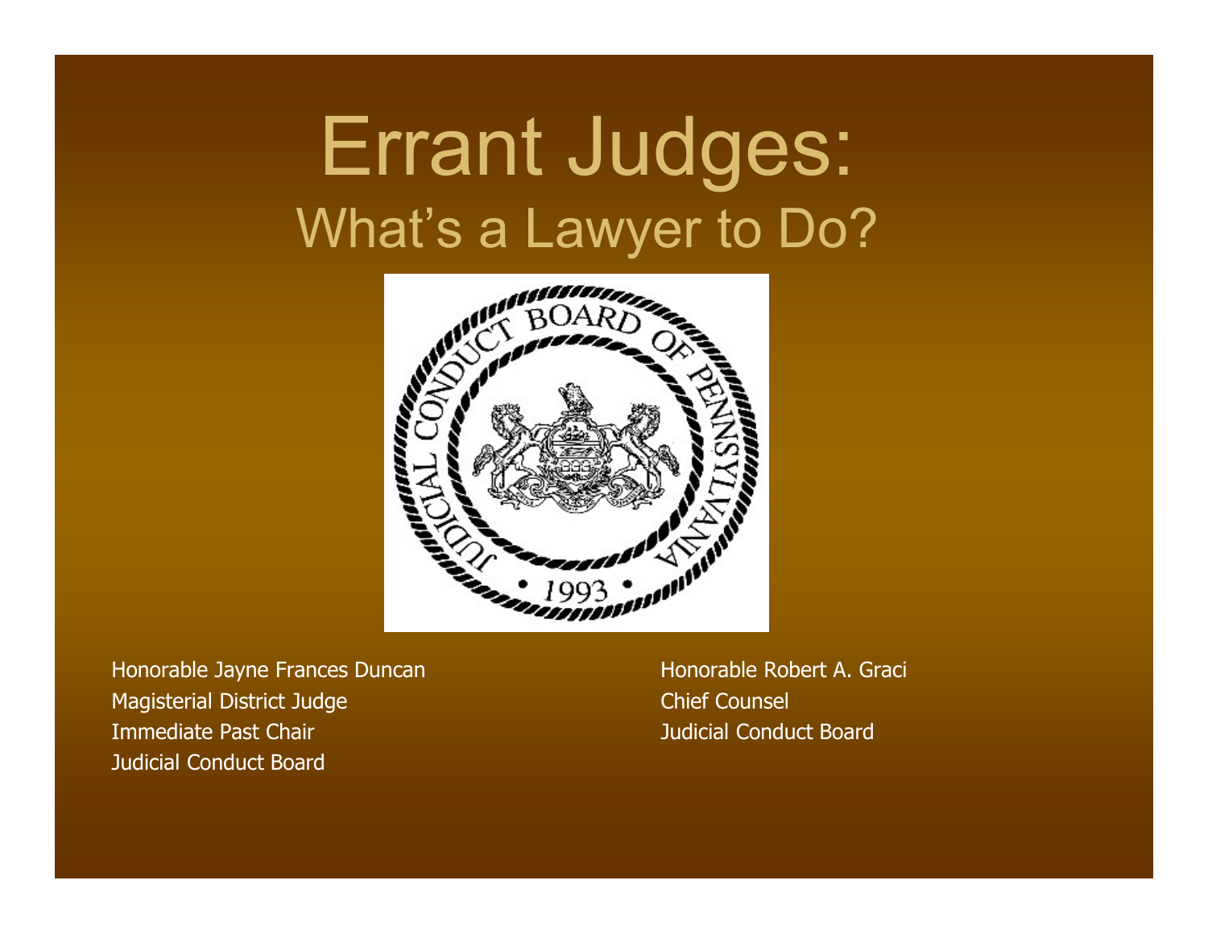# Errant Judges:
## What's a Lawyer to Do?

Honorable Jayne Frances Duncan
Magisterial District Judge
Immediate Past Chair
Judicial Conduct Board

Honorable Robert A. Graci
Chief Counsel
Judicial Conduct Board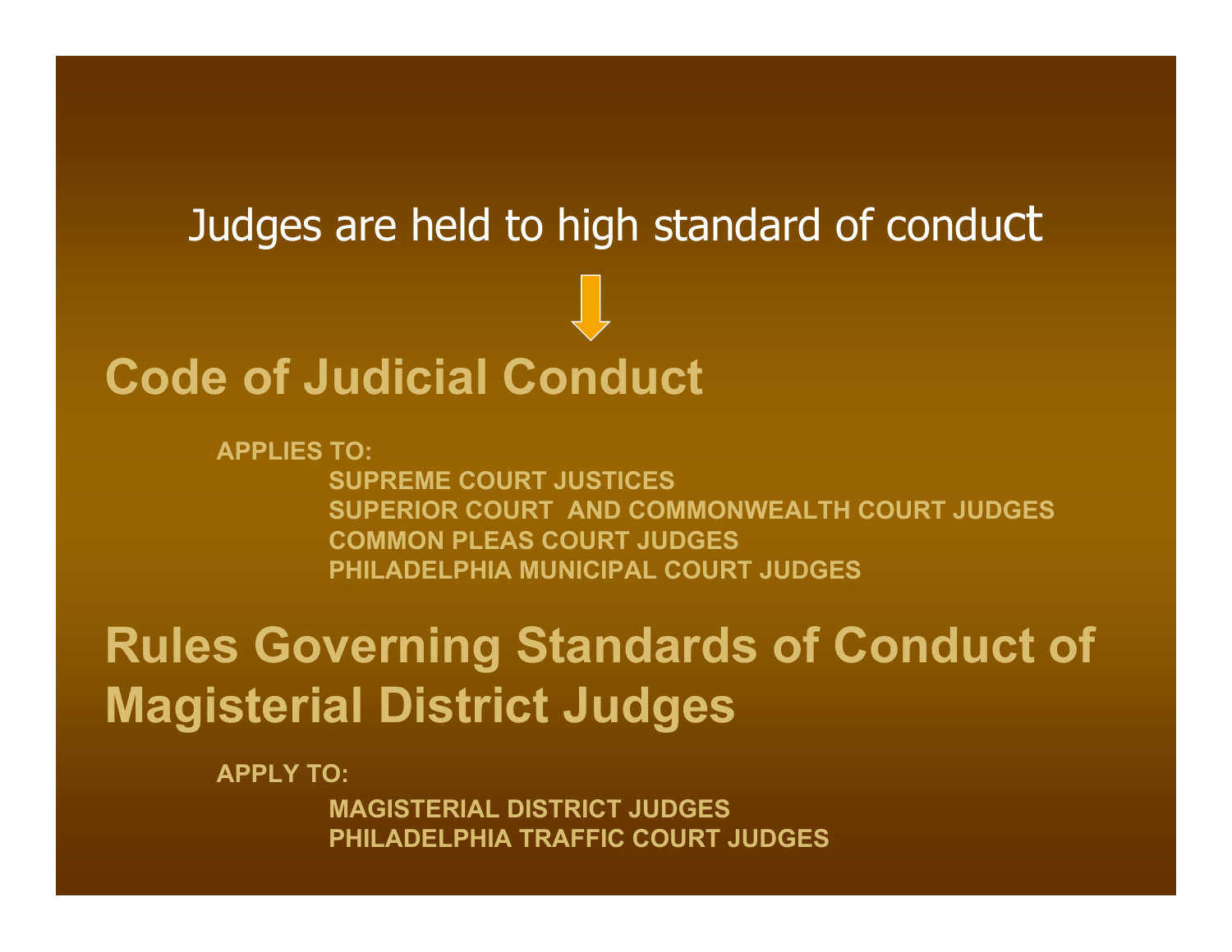Judges are held to high standard of conduct

↓

## Code of Judicial Conduct

**APPLIES TO:**

- **SUPREME COURT JUSTICES**
- **SUPERIOR COURT AND COMMONWEALTH COURT JUDGES**
- **COMMON PLEAS COURT JUDGES**
- **PHILADELPHIA MUNICIPAL COURT JUDGES**

## Rules Governing Standards of Conduct of Magisterial District Judges

**APPLY TO:**

- **MAGISTERIAL DISTRICT JUDGES**
- **PHILADELPHIA TRAFFIC COURT JUDGES**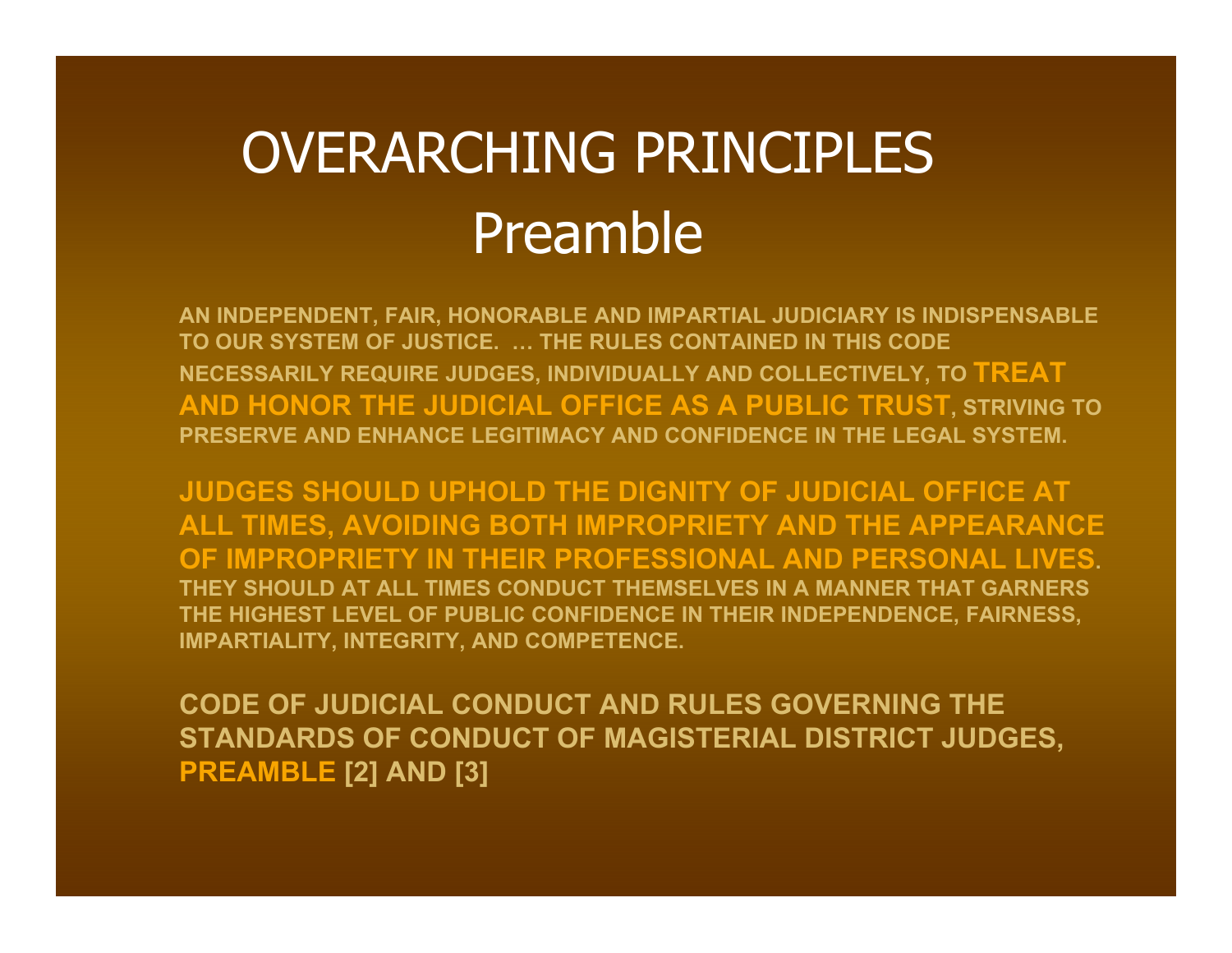# OVERARCHING PRINCIPLES
## Preamble

AN INDEPENDENT, FAIR, HONORABLE AND IMPARTIAL JUDICIARY IS INDISPENSABLE TO OUR SYSTEM OF JUSTICE. … THE RULES CONTAINED IN THIS CODE NECESSARILY REQUIRE JUDGES, INDIVIDUALLY AND COLLECTIVELY, TO **TREAT AND HONOR THE JUDICIAL OFFICE AS A PUBLIC TRUST**, STRIVING TO PRESERVE AND ENHANCE LEGITIMACY AND CONFIDENCE IN THE LEGAL SYSTEM.

**JUDGES SHOULD UPHOLD THE DIGNITY OF JUDICIAL OFFICE AT ALL TIMES, AVOIDING BOTH IMPROPRIETY AND THE APPEARANCE OF IMPROPRIETY IN THEIR PROFESSIONAL AND PERSONAL LIVES**. THEY SHOULD AT ALL TIMES CONDUCT THEMSELVES IN A MANNER THAT GARNERS THE HIGHEST LEVEL OF PUBLIC CONFIDENCE IN THEIR INDEPENDENCE, FAIRNESS, IMPARTIALITY, INTEGRITY, AND COMPETENCE.

CODE OF JUDICIAL CONDUCT AND RULES GOVERNING THE STANDARDS OF CONDUCT OF MAGISTERIAL DISTRICT JUDGES, **PREAMBLE** [2] AND [3]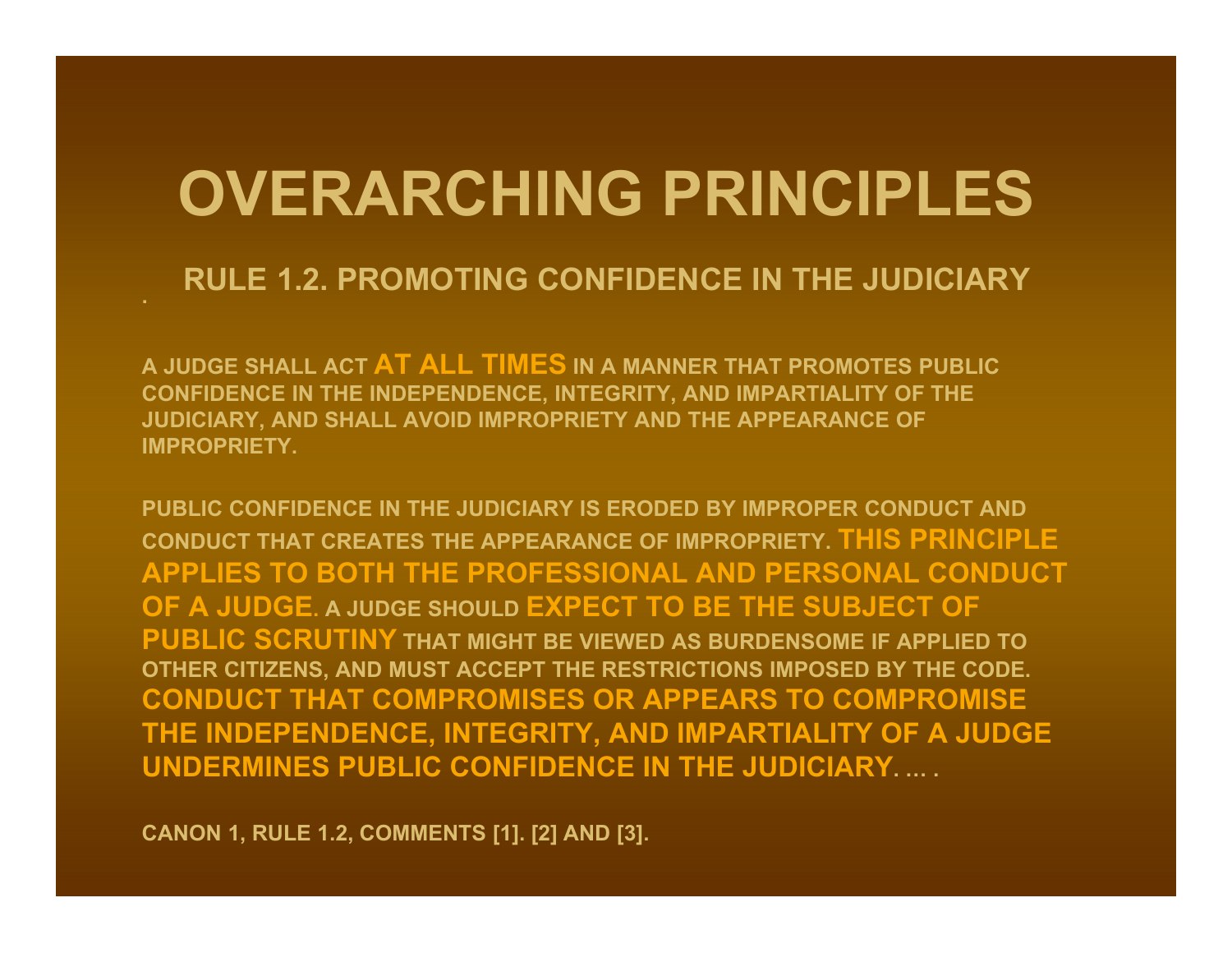# OVERARCHING PRINCIPLES

## RULE 1.2. PROMOTING CONFIDENCE IN THE JUDICIARY

A JUDGE SHALL ACT **AT ALL TIMES** IN A MANNER THAT PROMOTES PUBLIC CONFIDENCE IN THE INDEPENDENCE, INTEGRITY, AND IMPARTIALITY OF THE JUDICIARY, AND SHALL AVOID IMPROPRIETY AND THE APPEARANCE OF IMPROPRIETY.

PUBLIC CONFIDENCE IN THE JUDICIARY IS ERODED BY IMPROPER CONDUCT AND CONDUCT THAT CREATES THE APPEARANCE OF IMPROPRIETY. **THIS PRINCIPLE APPLIES TO BOTH THE PROFESSIONAL AND PERSONAL CONDUCT OF A JUDGE**. A JUDGE SHOULD **EXPECT TO BE THE SUBJECT OF PUBLIC SCRUTINY** THAT MIGHT BE VIEWED AS BURDENSOME IF APPLIED TO OTHER CITIZENS, AND MUST ACCEPT THE RESTRICTIONS IMPOSED BY THE CODE. **CONDUCT THAT COMPROMISES OR APPEARS TO COMPROMISE THE INDEPENDENCE, INTEGRITY, AND IMPARTIALITY OF A JUDGE UNDERMINES PUBLIC CONFIDENCE IN THE JUDICIARY**. ... .

CANON 1, RULE 1.2, COMMENTS [1]. [2] AND [3].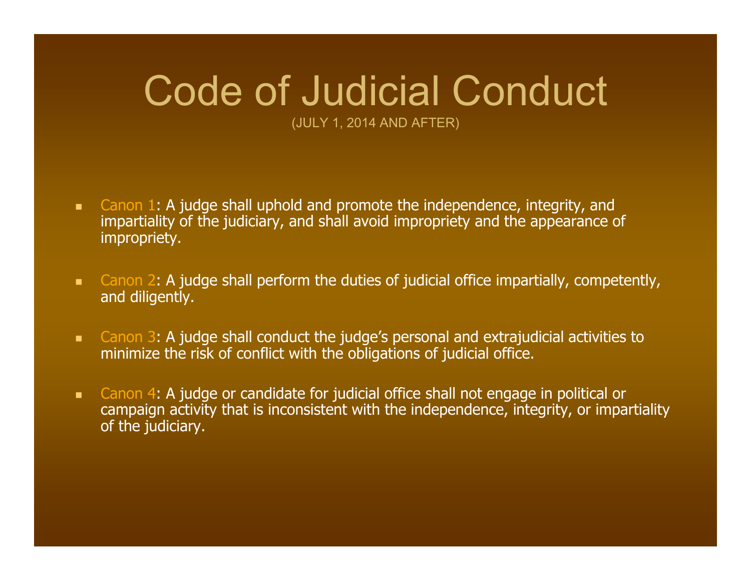# Code of Judicial Conduct

(JULY 1, 2014 AND AFTER)

- Canon 1: A judge shall uphold and promote the independence, integrity, and impartiality of the judiciary, and shall avoid impropriety and the appearance of impropriety.
- Canon 2: A judge shall perform the duties of judicial office impartially, competently, and diligently.
- Canon 3: A judge shall conduct the judge's personal and extrajudicial activities to minimize the risk of conflict with the obligations of judicial office.
- Canon 4: A judge or candidate for judicial office shall not engage in political or campaign activity that is inconsistent with the independence, integrity, or impartiality of the judiciary.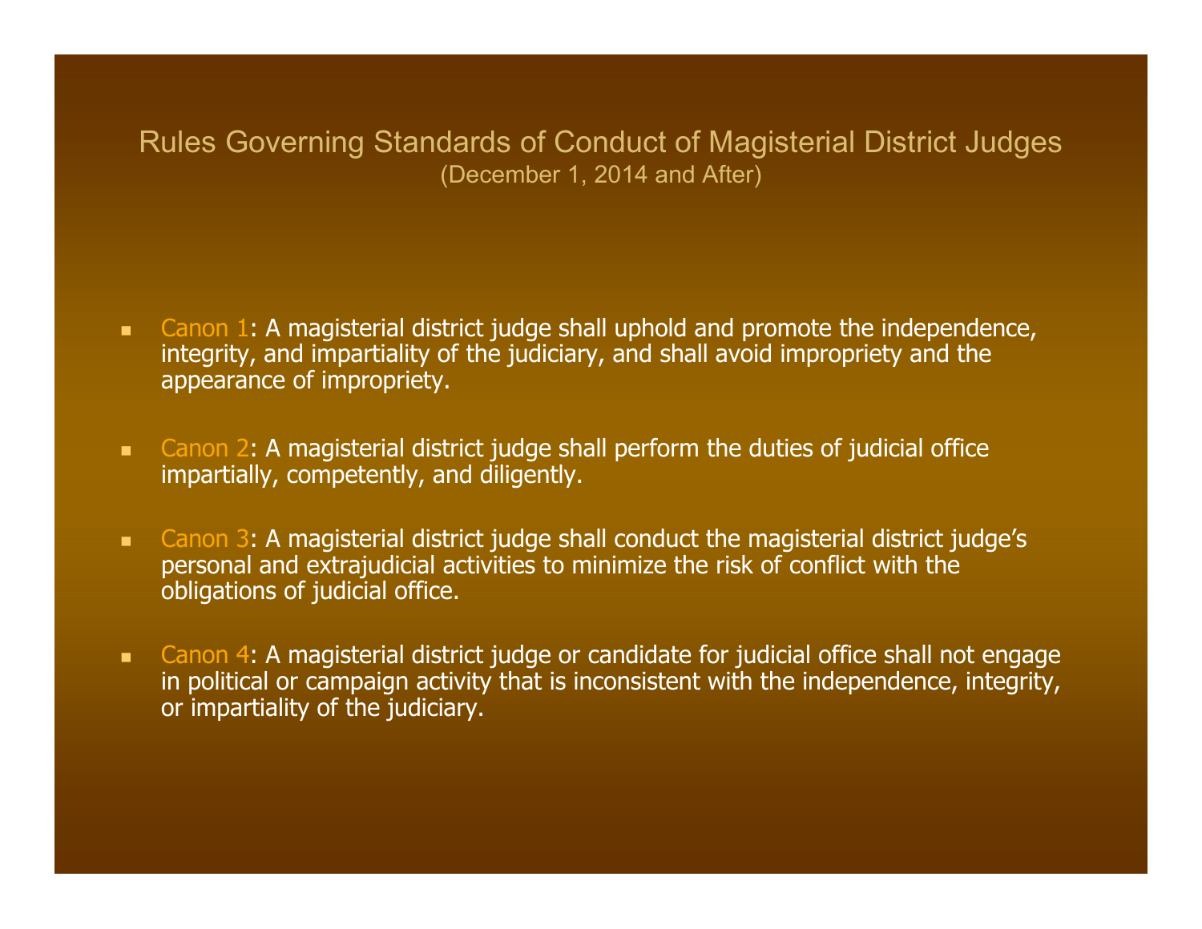# Rules Governing Standards of Conduct of Magisterial District Judges

(December 1, 2014 and After)

- Canon 1: A magisterial district judge shall uphold and promote the independence, integrity, and impartiality of the judiciary, and shall avoid impropriety and the appearance of impropriety.
- Canon 2: A magisterial district judge shall perform the duties of judicial office impartially, competently, and diligently.
- Canon 3: A magisterial district judge shall conduct the magisterial district judge's personal and extrajudicial activities to minimize the risk of conflict with the obligations of judicial office.
- Canon 4: A magisterial district judge or candidate for judicial office shall not engage in political or campaign activity that is inconsistent with the independence, integrity, or impartiality of the judiciary.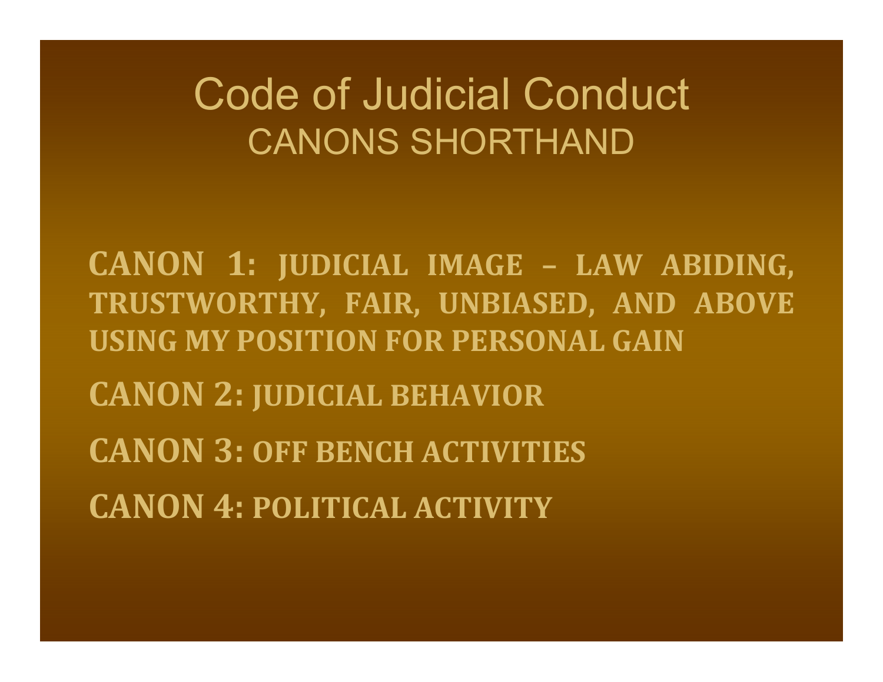# Code of Judicial Conduct

## CANONS SHORTHAND

**CANON 1: JUDICIAL IMAGE – LAW ABIDING, TRUSTWORTHY, FAIR, UNBIASED, AND ABOVE USING MY POSITION FOR PERSONAL GAIN**

**CANON 2: JUDICIAL BEHAVIOR**

**CANON 3: OFF BENCH ACTIVITIES**

**CANON 4: POLITICAL ACTIVITY**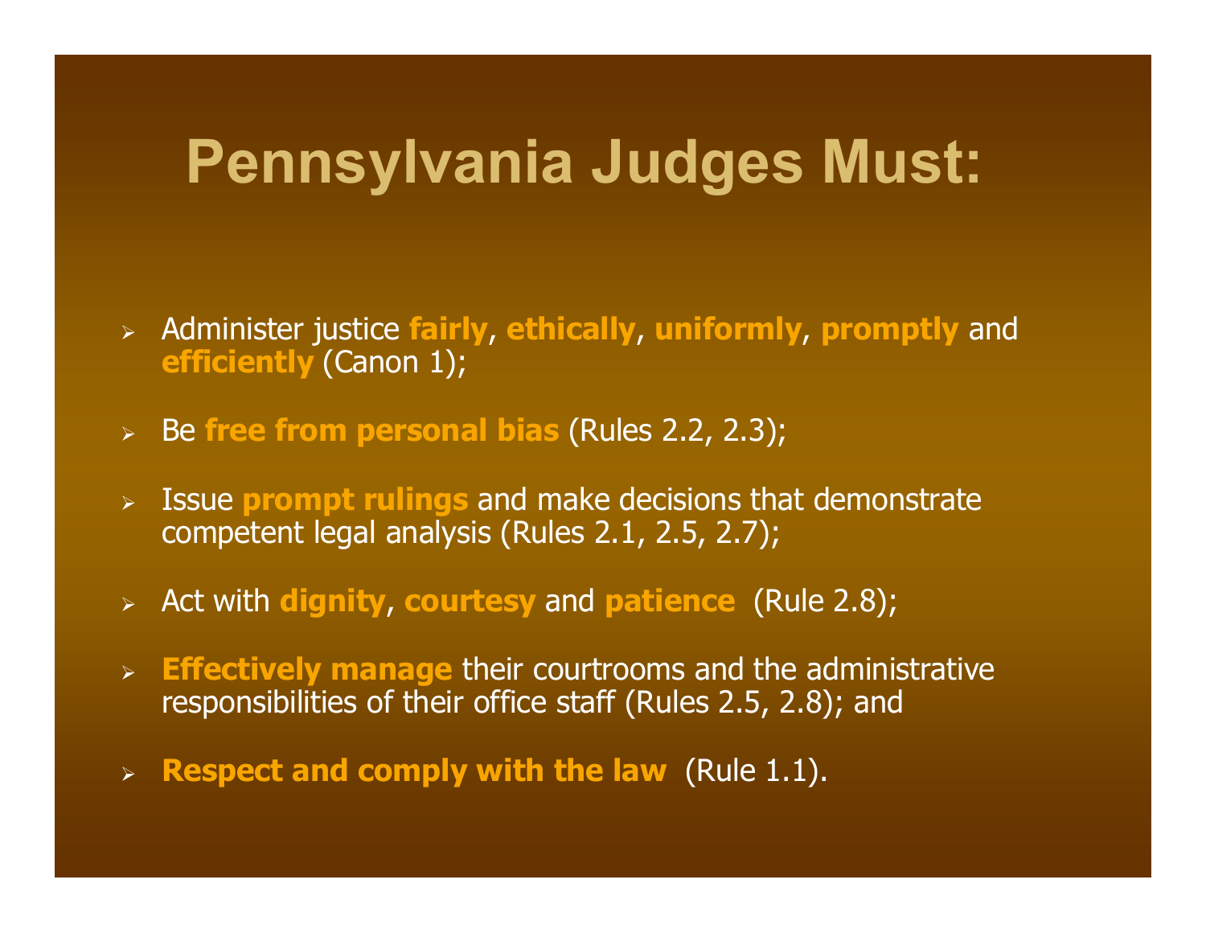# Pennsylvania Judges Must:

- Administer justice **fairly**, **ethically**, **uniformly**, **promptly** and **efficiently** (Canon 1);
- Be **free from personal bias** (Rules 2.2, 2.3);
- Issue **prompt rulings** and make decisions that demonstrate competent legal analysis (Rules 2.1, 2.5, 2.7);
- Act with **dignity**, **courtesy** and **patience** (Rule 2.8);
- **Effectively manage** their courtrooms and the administrative responsibilities of their office staff (Rules 2.5, 2.8); and
- **Respect and comply with the law** (Rule 1.1).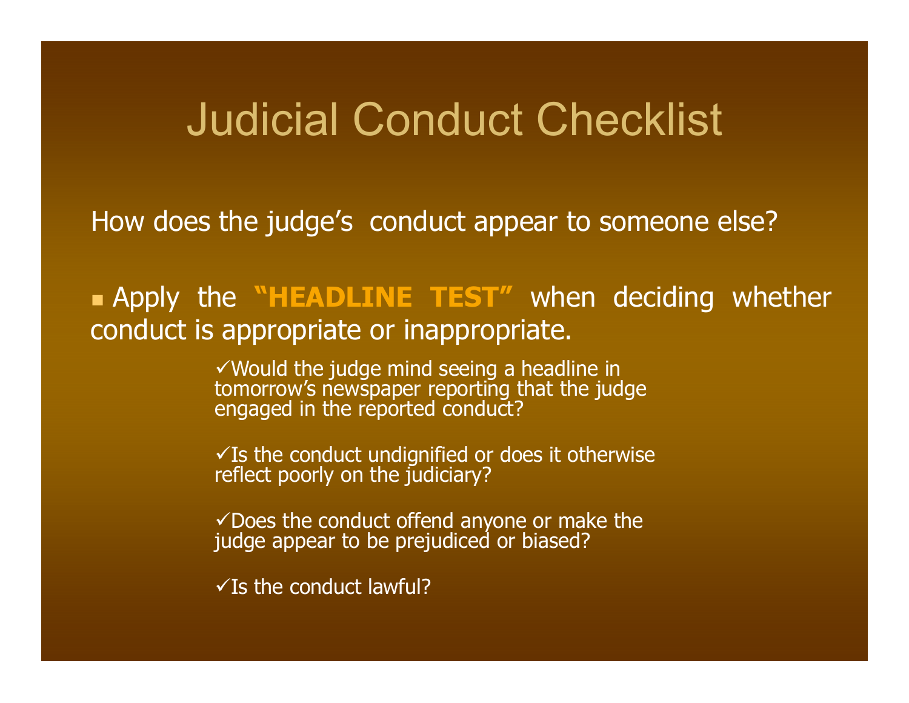# Judicial Conduct Checklist

How does the judge's conduct appear to someone else?

- Apply the **"HEADLINE TEST"** when deciding whether conduct is appropriate or inappropriate.

  - ✓Would the judge mind seeing a headline in tomorrow's newspaper reporting that the judge engaged in the reported conduct?
  - ✓Is the conduct undignified or does it otherwise reflect poorly on the judiciary?
  - ✓Does the conduct offend anyone or make the judge appear to be prejudiced or biased?
  - ✓Is the conduct lawful?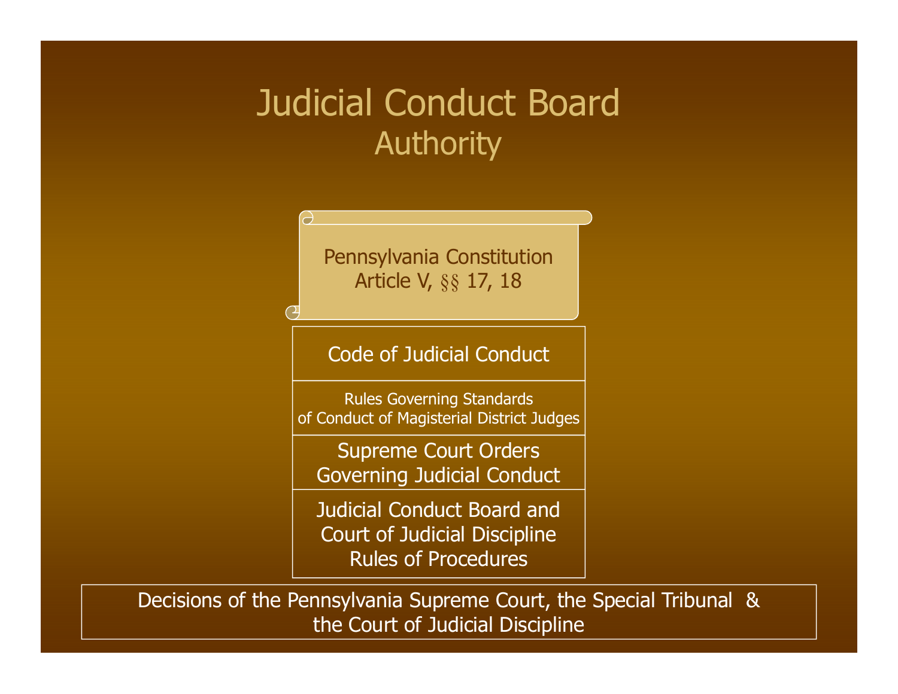# Judicial Conduct Board
## Authority

Pennsylvania Constitution
Article V, §§ 17, 18

Code of Judicial Conduct

Rules Governing Standards of Conduct of Magisterial District Judges

Supreme Court Orders Governing Judicial Conduct

Judicial Conduct Board and Court of Judicial Discipline Rules of Procedures

Decisions of the Pennsylvania Supreme Court, the Special Tribunal & the Court of Judicial Discipline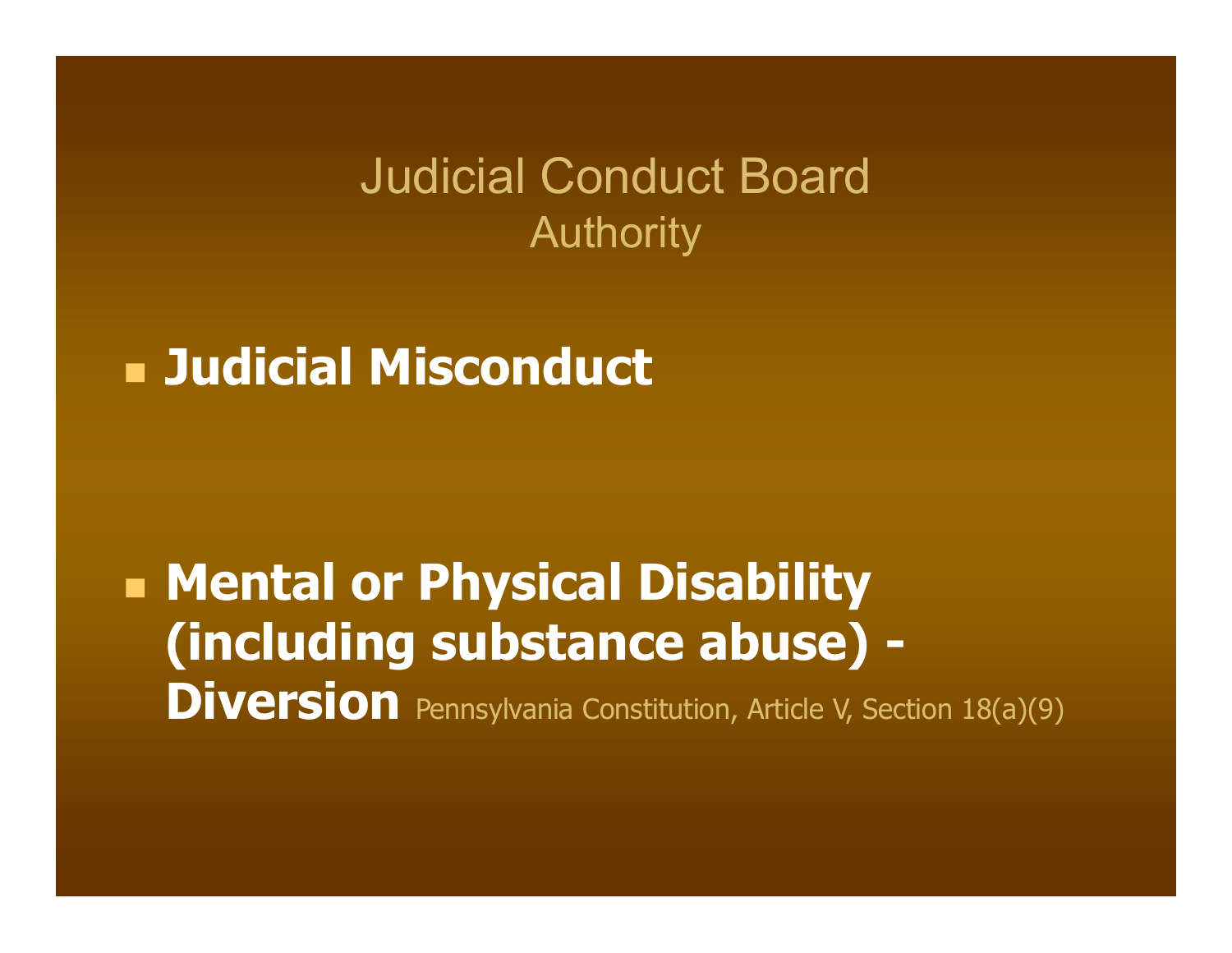# Judicial Conduct Board

## Authority

- **Judicial Misconduct**

- **Mental or Physical Disability (including substance abuse) - Diversion** Pennsylvania Constitution, Article V, Section 18(a)(9)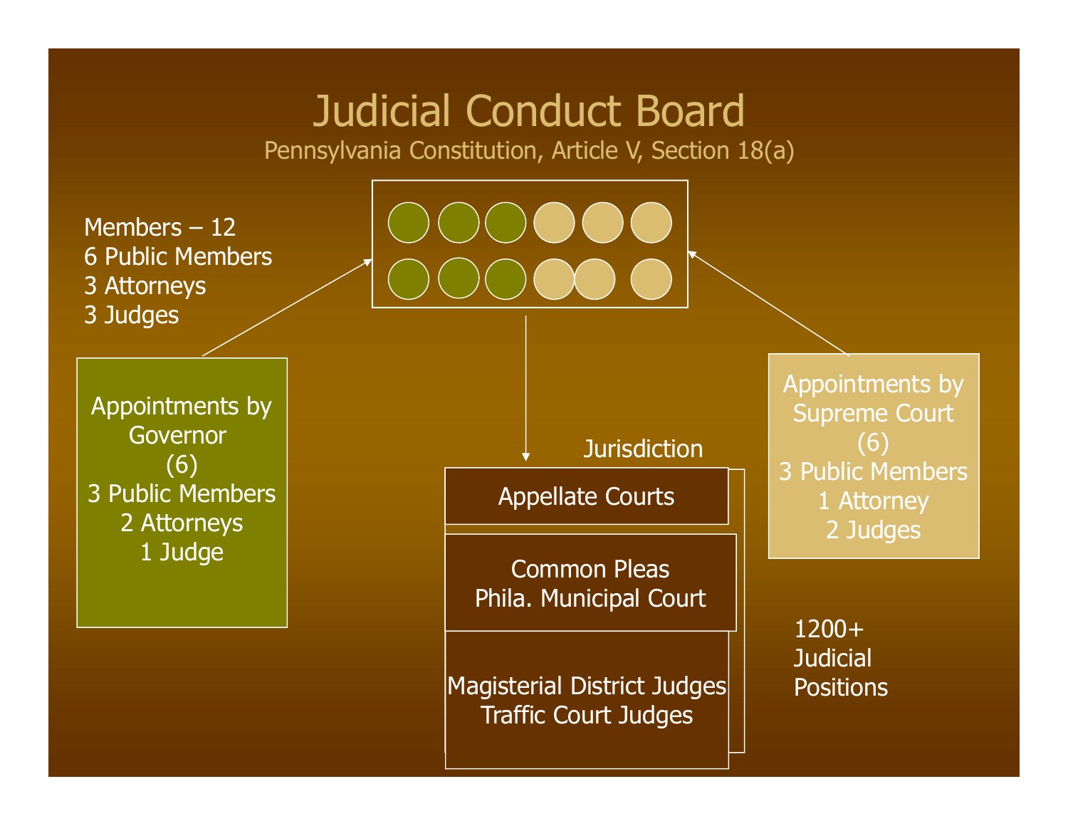# Judicial Conduct Board

Pennsylvania Constitution, Article V, Section 18(a)

Members – 12
6 Public Members
3 Attorneys
3 Judges

Appointments by Governor
(6)
3 Public Members
2 Attorneys
1 Judge

Appointments by Supreme Court
(6)
3 Public Members
1 Attorney
2 Judges

Jurisdiction

- Appellate Courts
- Common Pleas
  Phila. Municipal Court
- Magisterial District Judges
  Traffic Court Judges

1200+ Judicial Positions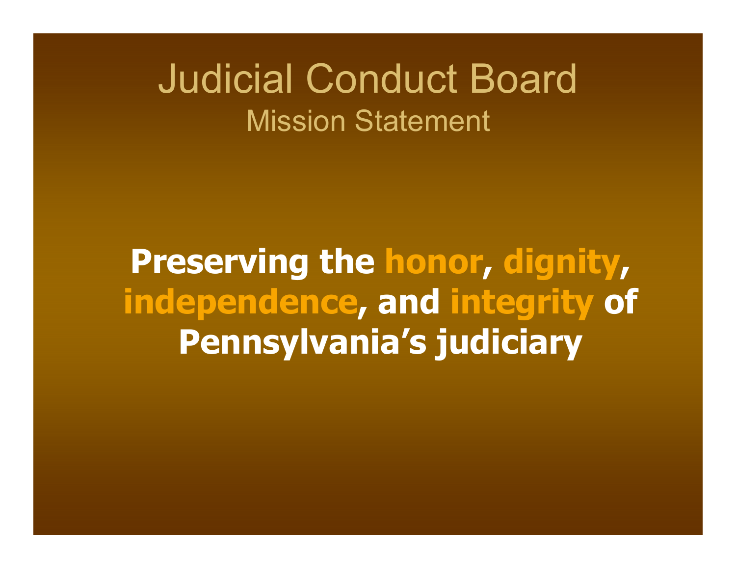# Judicial Conduct Board

## Mission Statement

**Preserving the honor, dignity, independence, and integrity of Pennsylvania's judiciary**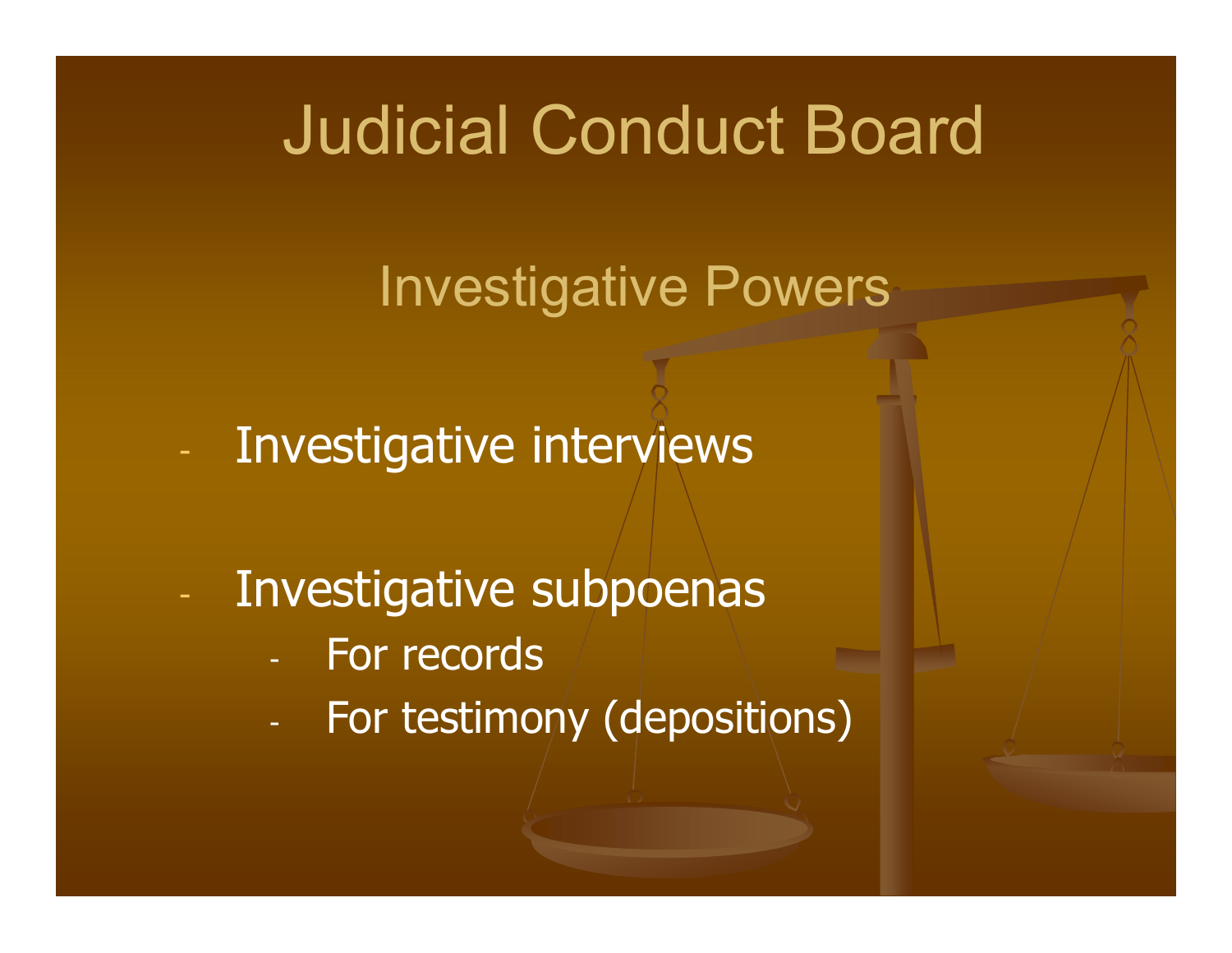# Judicial Conduct Board

## Investigative Powers

- Investigative interviews
- Investigative subpoenas
  - For records
  - For testimony (depositions)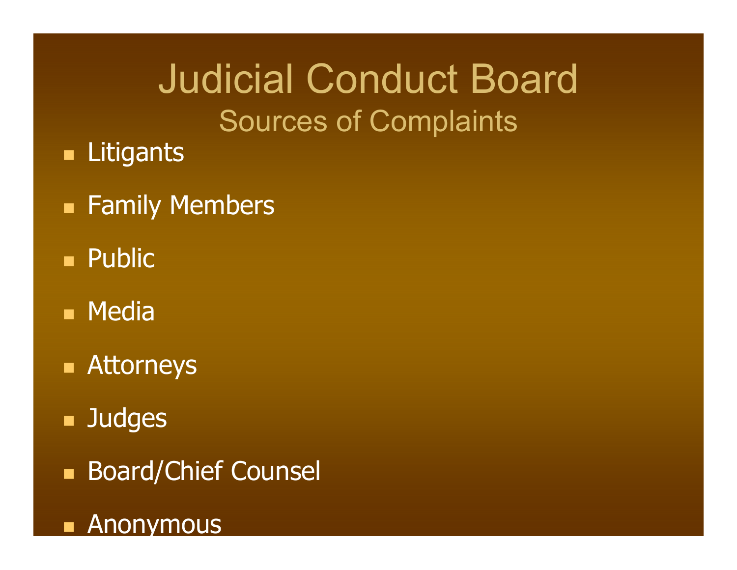# Judicial Conduct Board

## Sources of Complaints

- Litigants
- Family Members
- Public
- Media
- Attorneys
- Judges
- Board/Chief Counsel
- Anonymous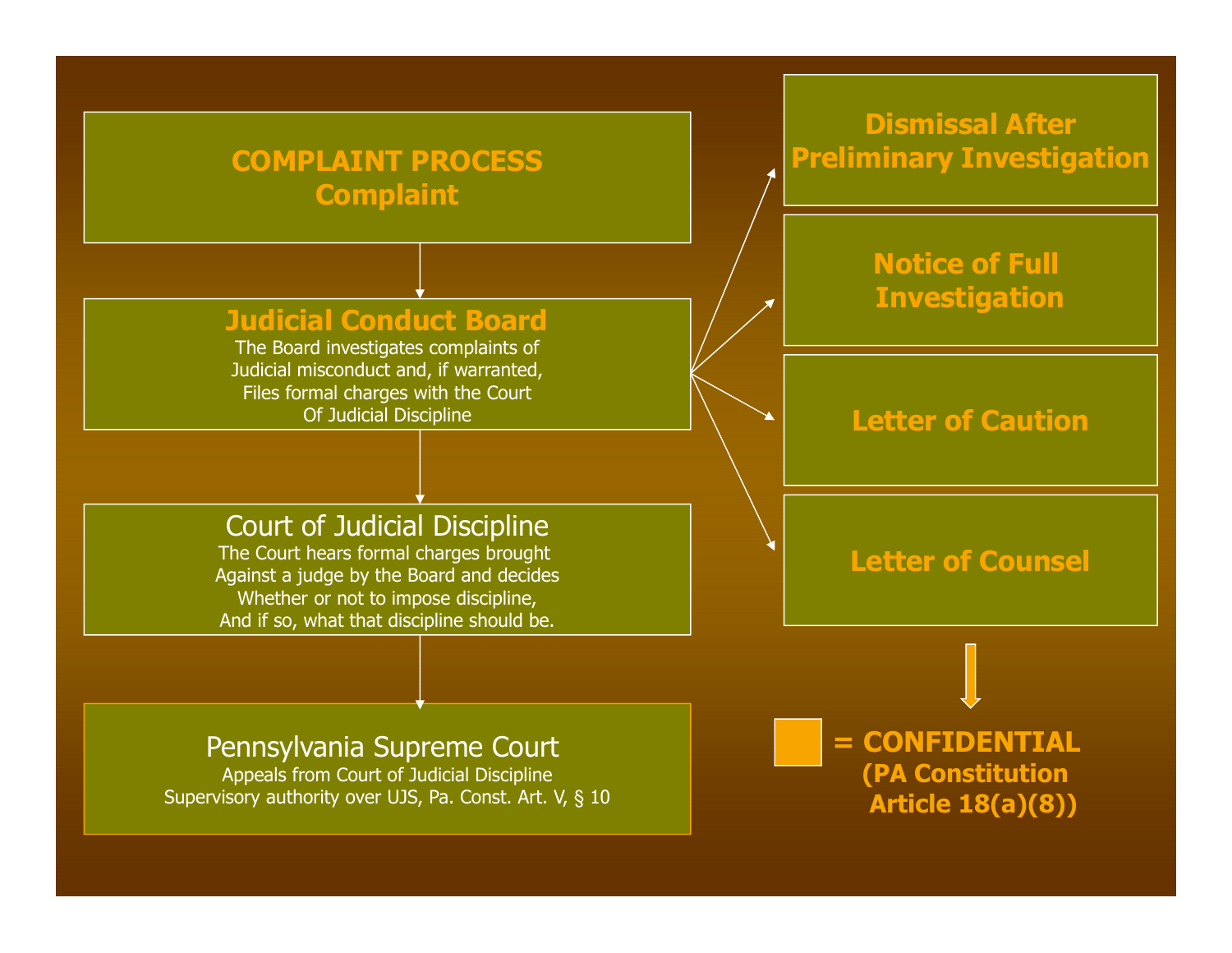## COMPLAINT PROCESS
## Complaint

**Judicial Conduct Board**

The Board investigates complaints of
Judicial misconduct and, if warranted,
Files formal charges with the Court
Of Judicial Discipline

Court of Judicial Discipline

The Court hears formal charges brought
Against a judge by the Board and decides
Whether or not to impose discipline,
And if so, what that discipline should be.

Pennsylvania Supreme Court

Appeals from Court of Judicial Discipline
Supervisory authority over UJS, Pa. Const. Art. V, § 10

**Dismissal After Preliminary Investigation**

**Notice of Full Investigation**

**Letter of Caution**

**Letter of Counsel**

**= CONFIDENTIAL (PA Constitution Article 18(a)(8))**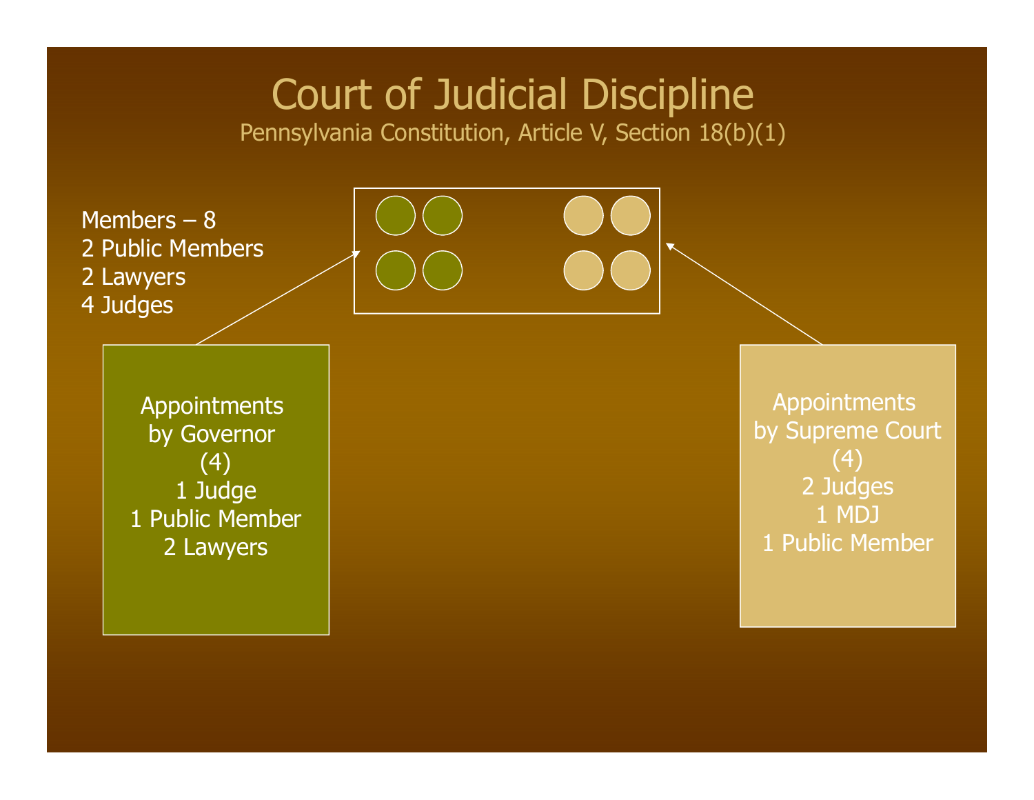# Court of Judicial Discipline

Pennsylvania Constitution, Article V, Section 18(b)(1)

Members – 8
2 Public Members
2 Lawyers
4 Judges

Appointments by Governor (4)
1 Judge
1 Public Member
2 Lawyers

Appointments by Supreme Court (4)
2 Judges
1 MDJ
1 Public Member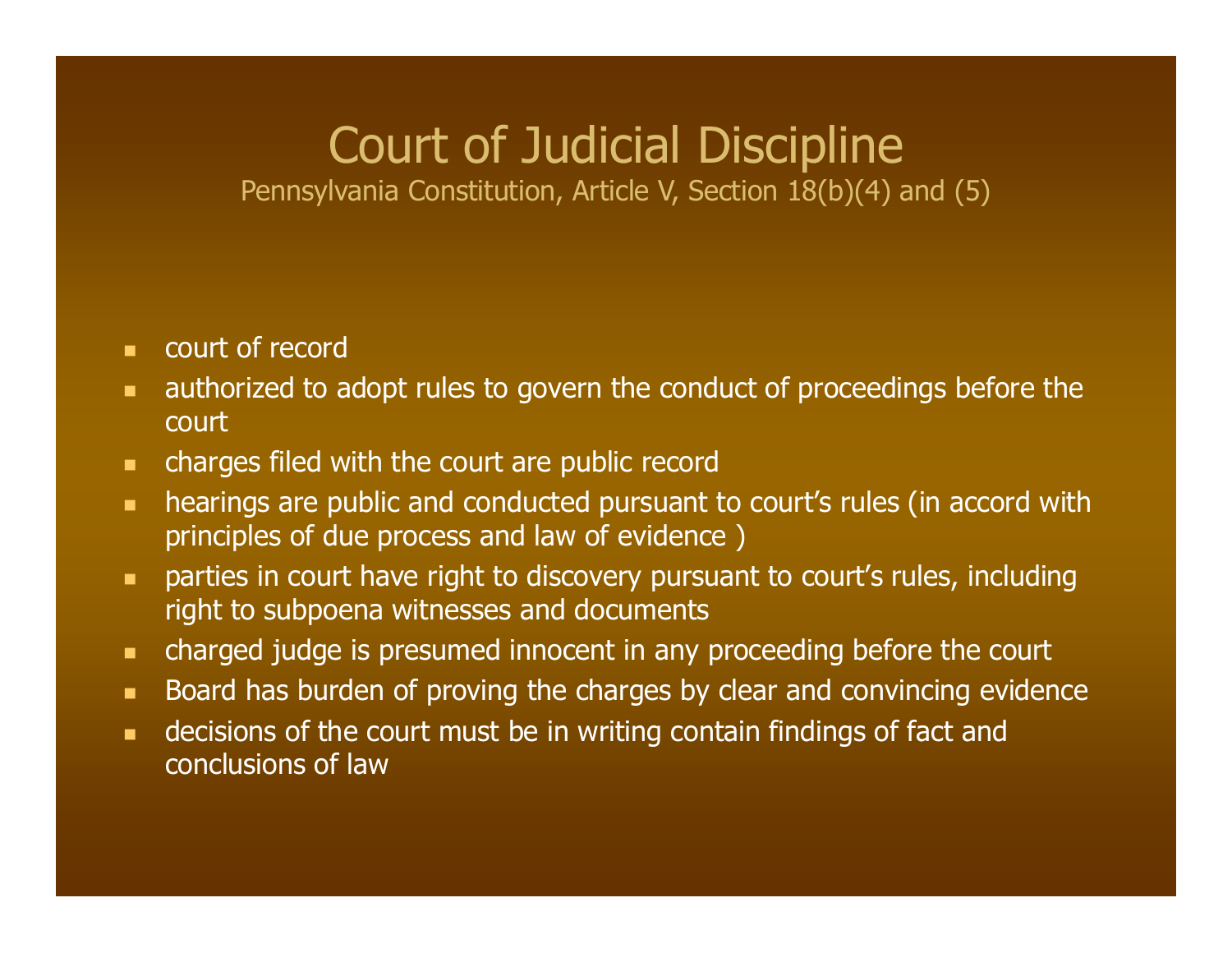# Court of Judicial Discipline

Pennsylvania Constitution, Article V, Section 18(b)(4) and (5)

- court of record
- authorized to adopt rules to govern the conduct of proceedings before the court
- charges filed with the court are public record
- hearings are public and conducted pursuant to court's rules (in accord with principles of due process and law of evidence )
- parties in court have right to discovery pursuant to court's rules, including right to subpoena witnesses and documents
- charged judge is presumed innocent in any proceeding before the court
- Board has burden of proving the charges by clear and convincing evidence
- decisions of the court must be in writing contain findings of fact and conclusions of law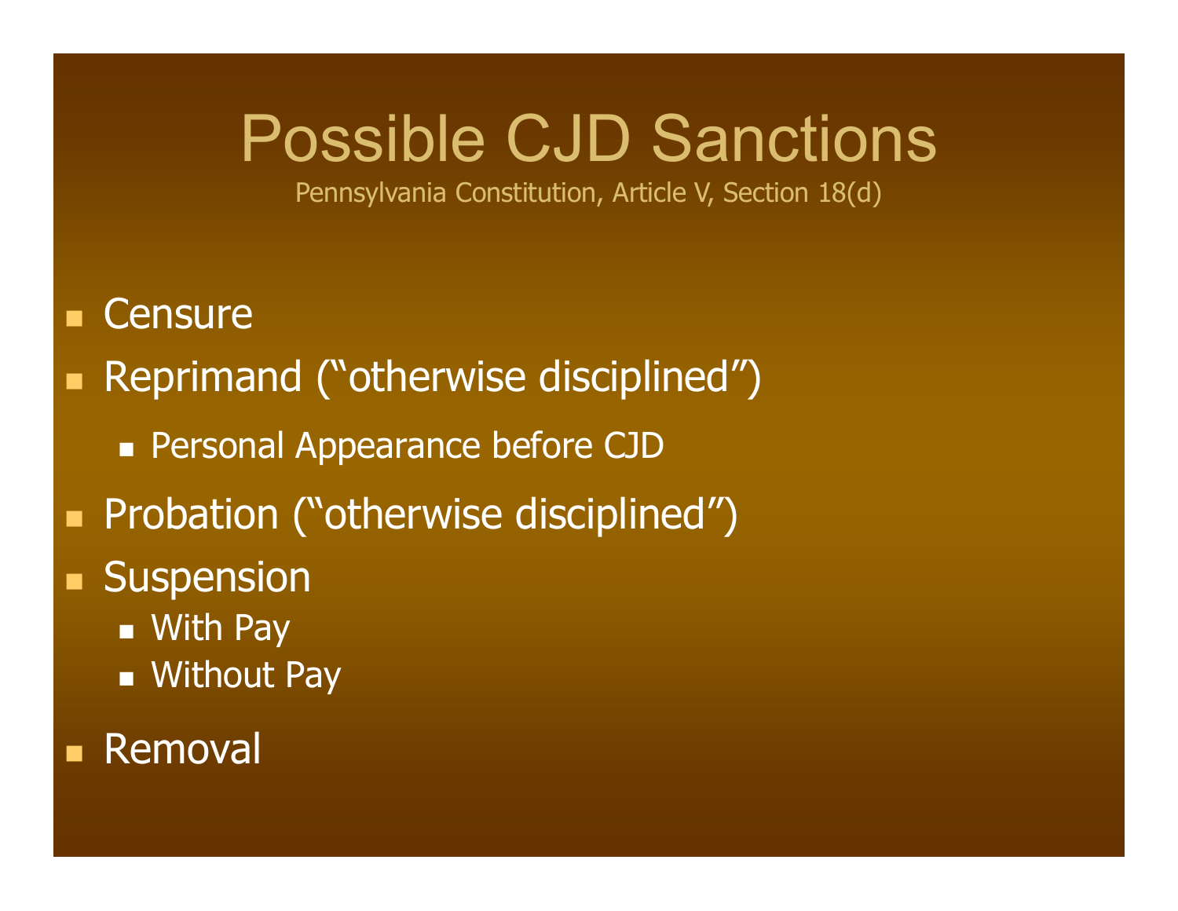# Possible CJD Sanctions

Pennsylvania Constitution, Article V, Section 18(d)

- Censure
- Reprimand (“otherwise disciplined”)
  - Personal Appearance before CJD
- Probation (“otherwise disciplined”)
- Suspension
  - With Pay
  - Without Pay
- Removal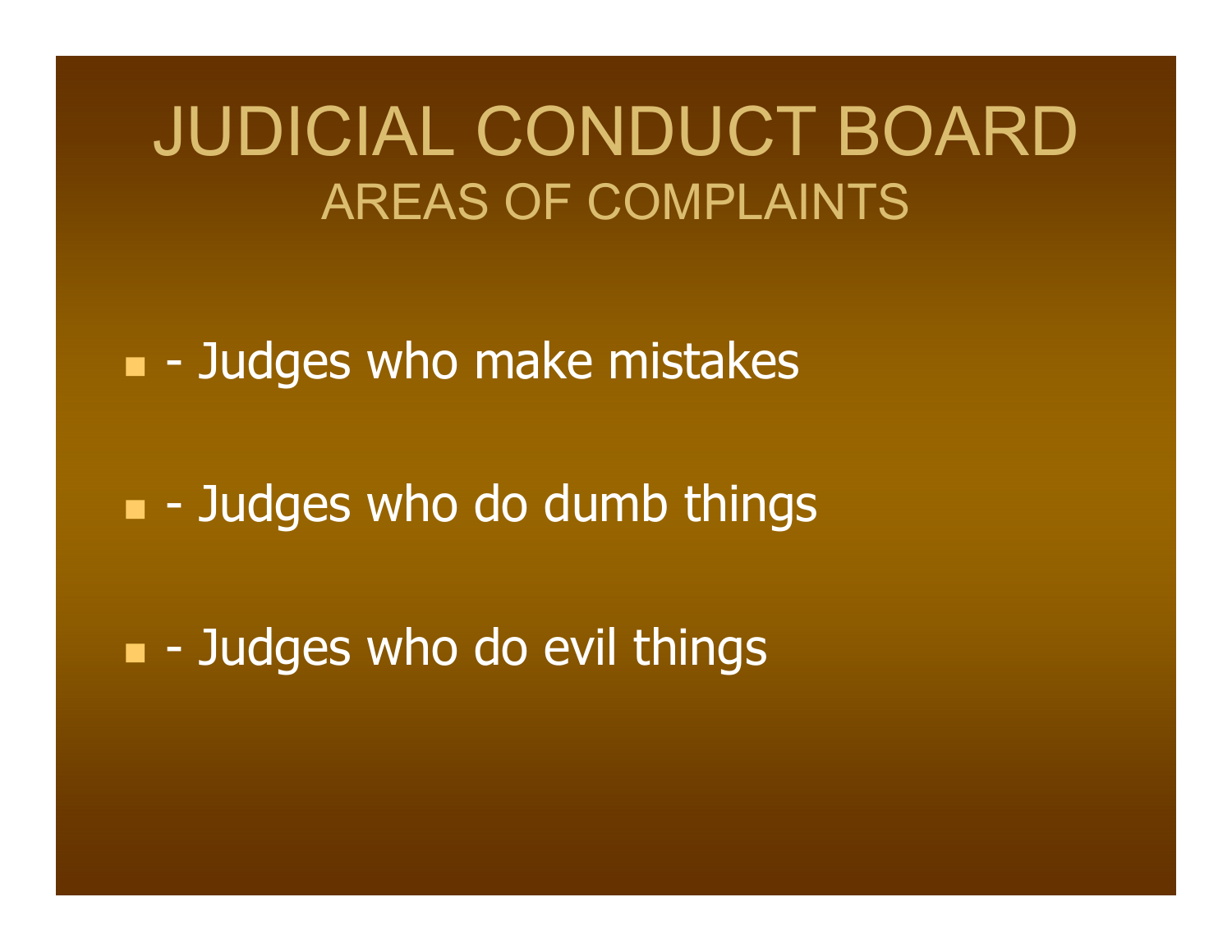# JUDICIAL CONDUCT BOARD

## AREAS OF COMPLAINTS

- - Judges who make mistakes
- - Judges who do dumb things
- - Judges who do evil things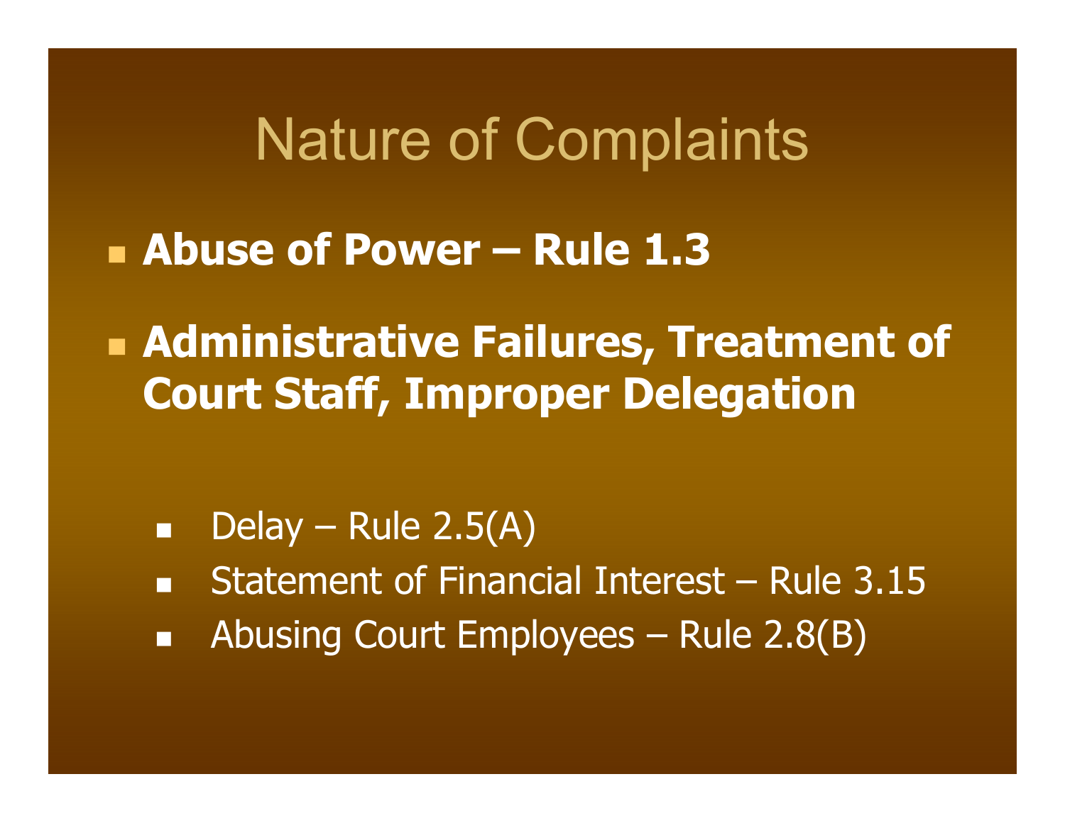# Nature of Complaints

- **Abuse of Power – Rule 1.3**
- **Administrative Failures, Treatment of Court Staff, Improper Delegation**
  - Delay – Rule 2.5(A)
  - Statement of Financial Interest – Rule 3.15
  - Abusing Court Employees – Rule 2.8(B)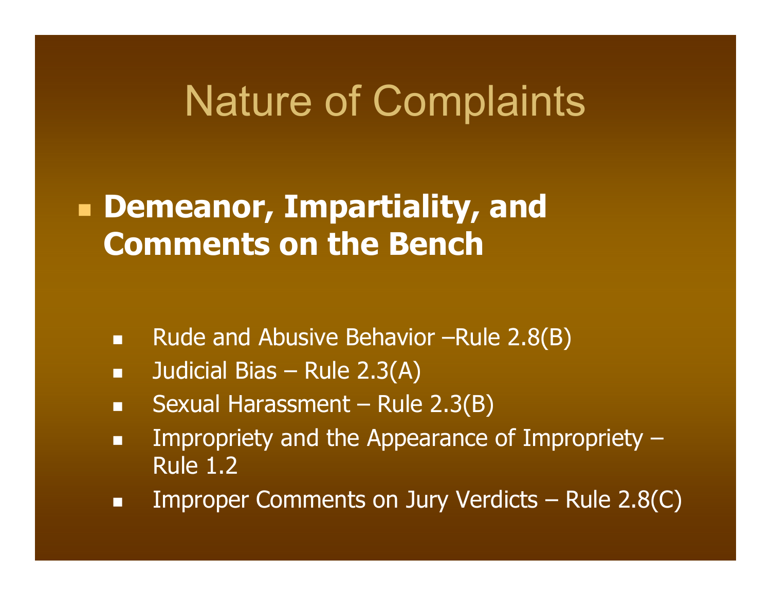# Nature of Complaints

- **Demeanor, Impartiality, and Comments on the Bench**
  - Rude and Abusive Behavior –Rule 2.8(B)
  - Judicial Bias – Rule 2.3(A)
  - Sexual Harassment – Rule 2.3(B)
  - Impropriety and the Appearance of Impropriety – Rule 1.2
  - Improper Comments on Jury Verdicts – Rule 2.8(C)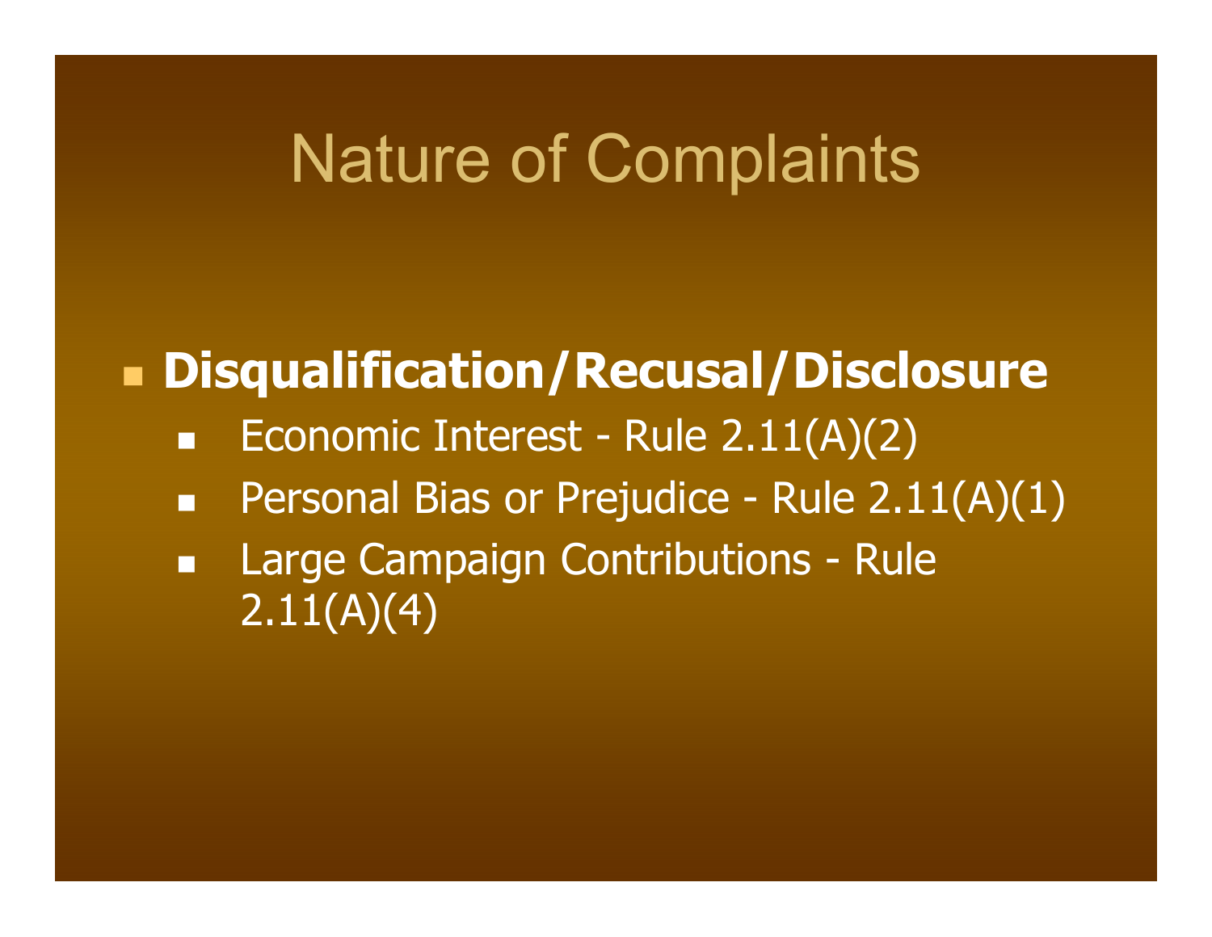# Nature of Complaints

- **Disqualification/Recusal/Disclosure**
  - Economic Interest - Rule 2.11(A)(2)
  - Personal Bias or Prejudice - Rule 2.11(A)(1)
  - Large Campaign Contributions - Rule 2.11(A)(4)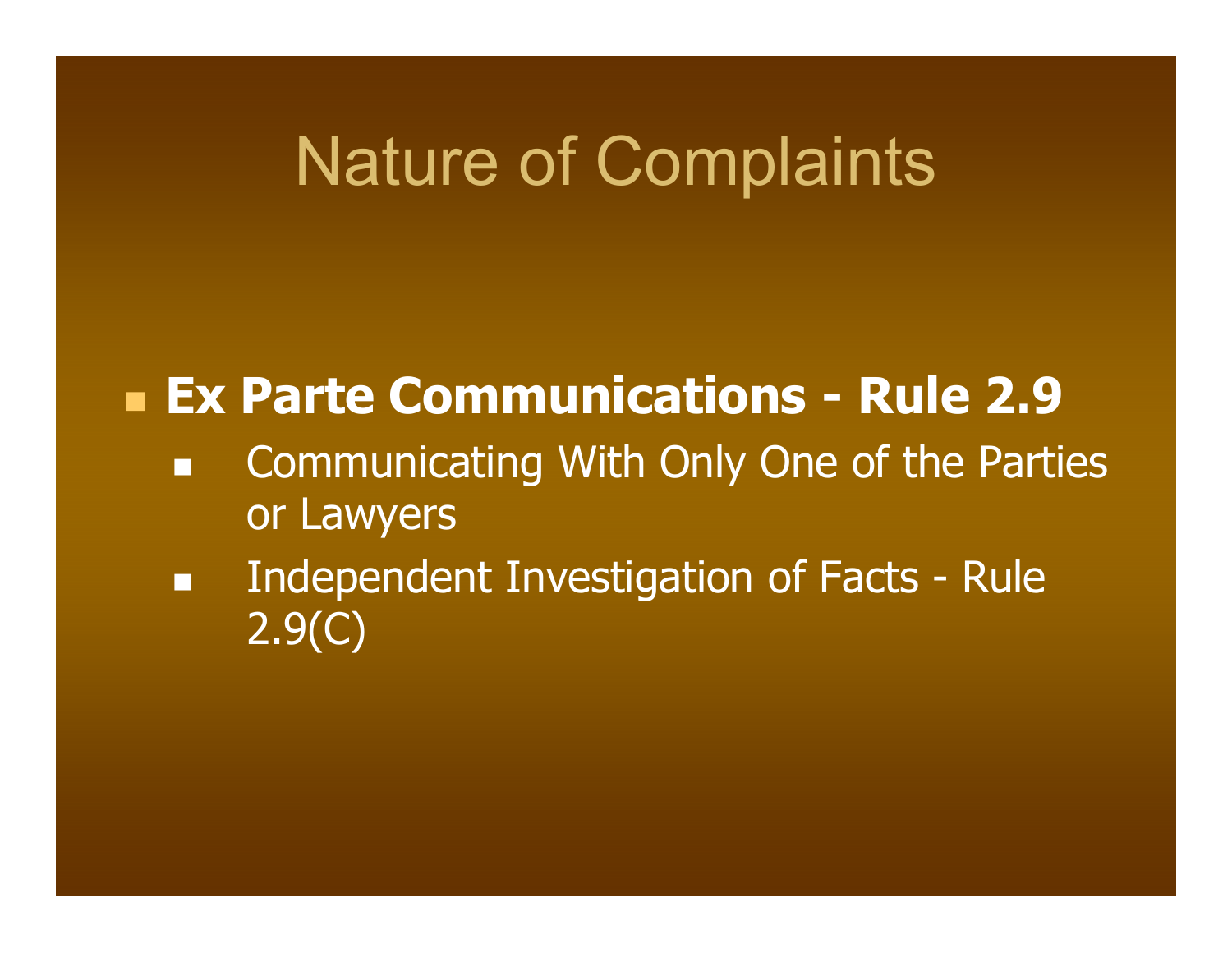# Nature of Complaints

- **Ex Parte Communications - Rule 2.9**
  - Communicating With Only One of the Parties or Lawyers
  - Independent Investigation of Facts - Rule 2.9(C)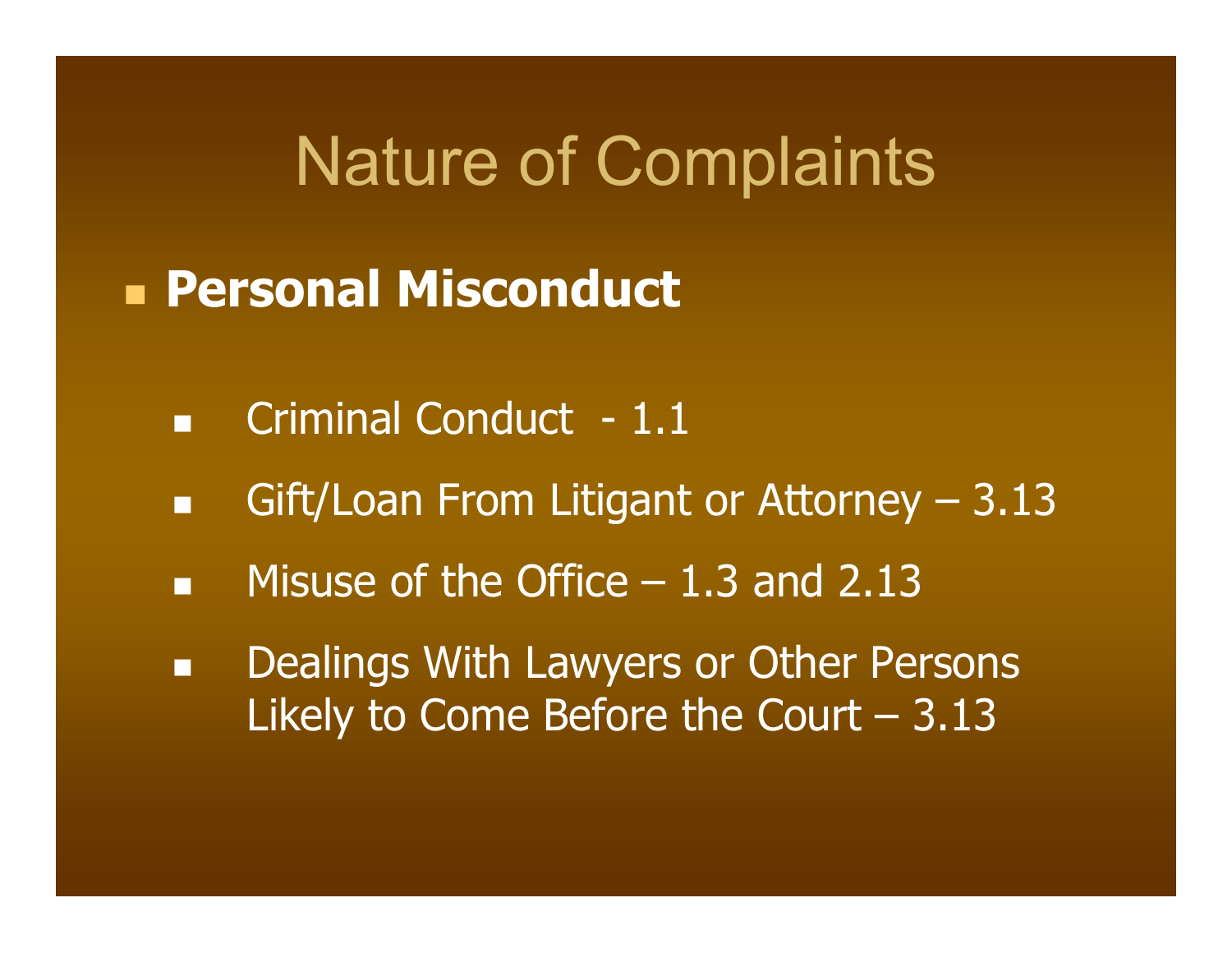# Nature of Complaints

- **Personal Misconduct**
  - Criminal Conduct - 1.1
  - Gift/Loan From Litigant or Attorney – 3.13
  - Misuse of the Office – 1.3 and 2.13
  - Dealings With Lawyers or Other Persons Likely to Come Before the Court – 3.13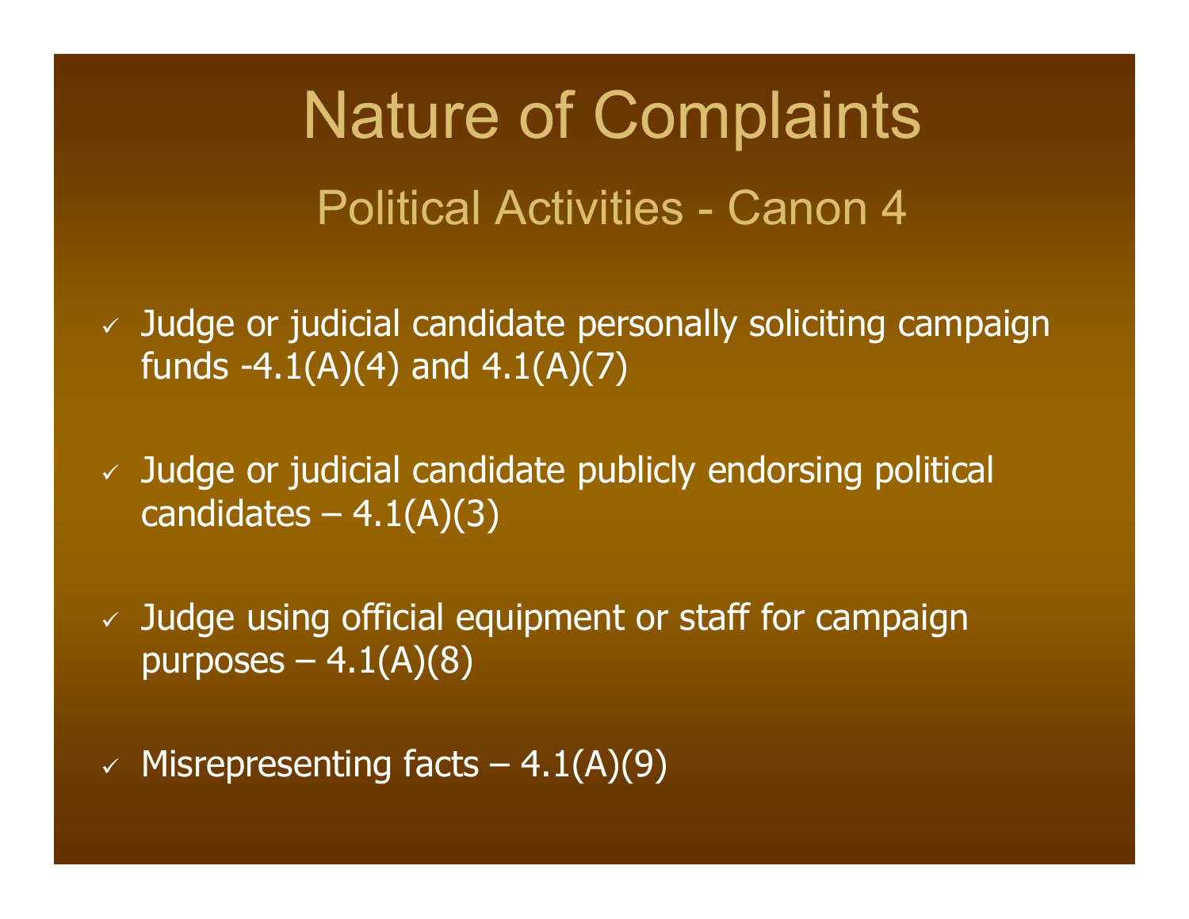# Nature of Complaints

## Political Activities - Canon 4

- ✓ Judge or judicial candidate personally soliciting campaign funds -4.1(A)(4) and 4.1(A)(7)
- ✓ Judge or judicial candidate publicly endorsing political candidates – 4.1(A)(3)
- ✓ Judge using official equipment or staff for campaign purposes – 4.1(A)(8)
- ✓ Misrepresenting facts – 4.1(A)(9)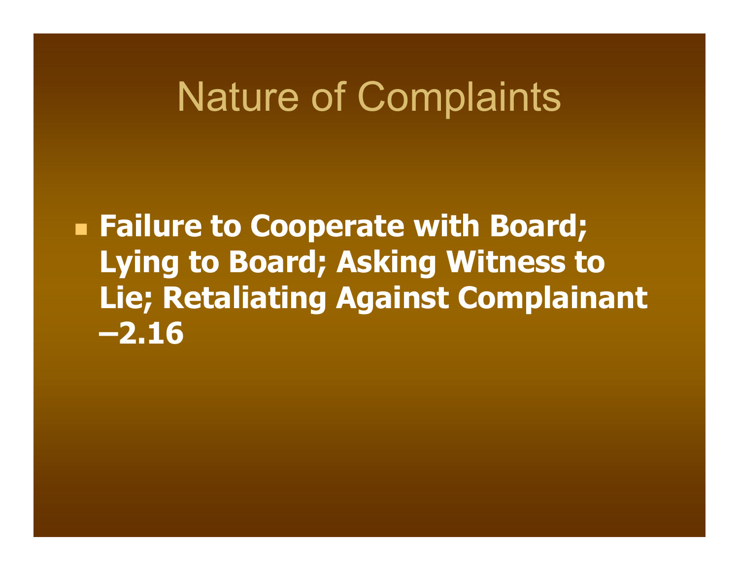# Nature of Complaints

- **Failure to Cooperate with Board; Lying to Board; Asking Witness to Lie; Retaliating Against Complainant –2.16**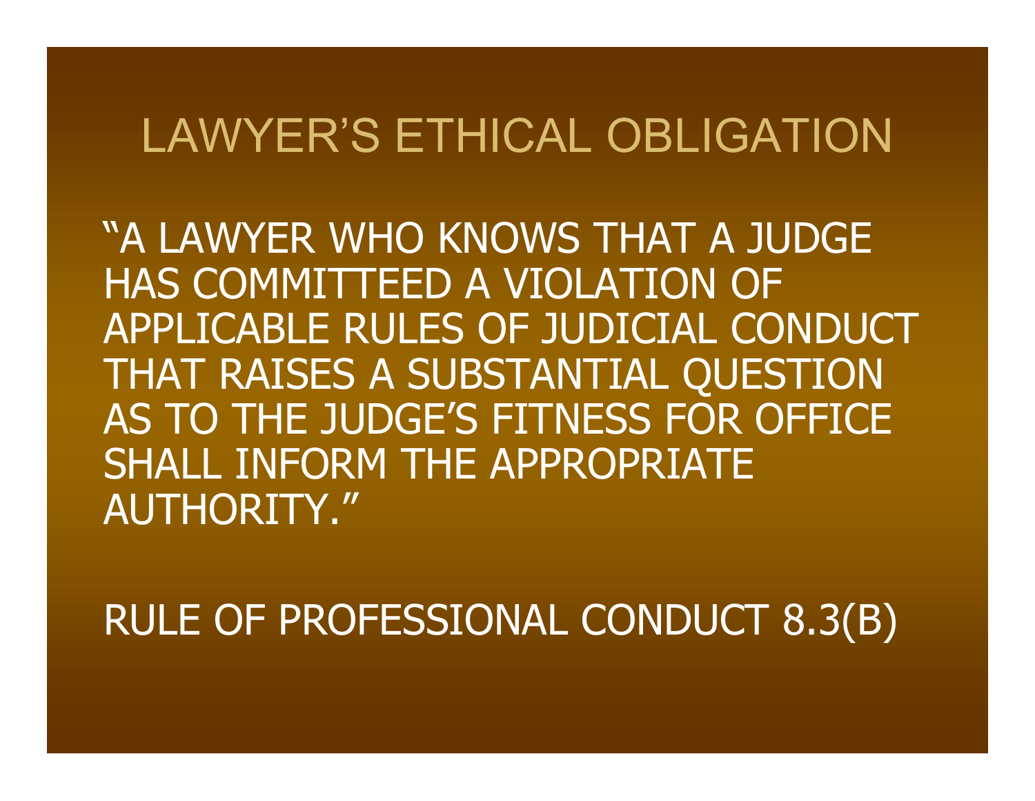# LAWYER'S ETHICAL OBLIGATION

"A LAWYER WHO KNOWS THAT A JUDGE HAS COMMITTEED A VIOLATION OF APPLICABLE RULES OF JUDICIAL CONDUCT THAT RAISES A SUBSTANTIAL QUESTION AS TO THE JUDGE'S FITNESS FOR OFFICE SHALL INFORM THE APPROPRIATE AUTHORITY."

RULE OF PROFESSIONAL CONDUCT 8.3(B)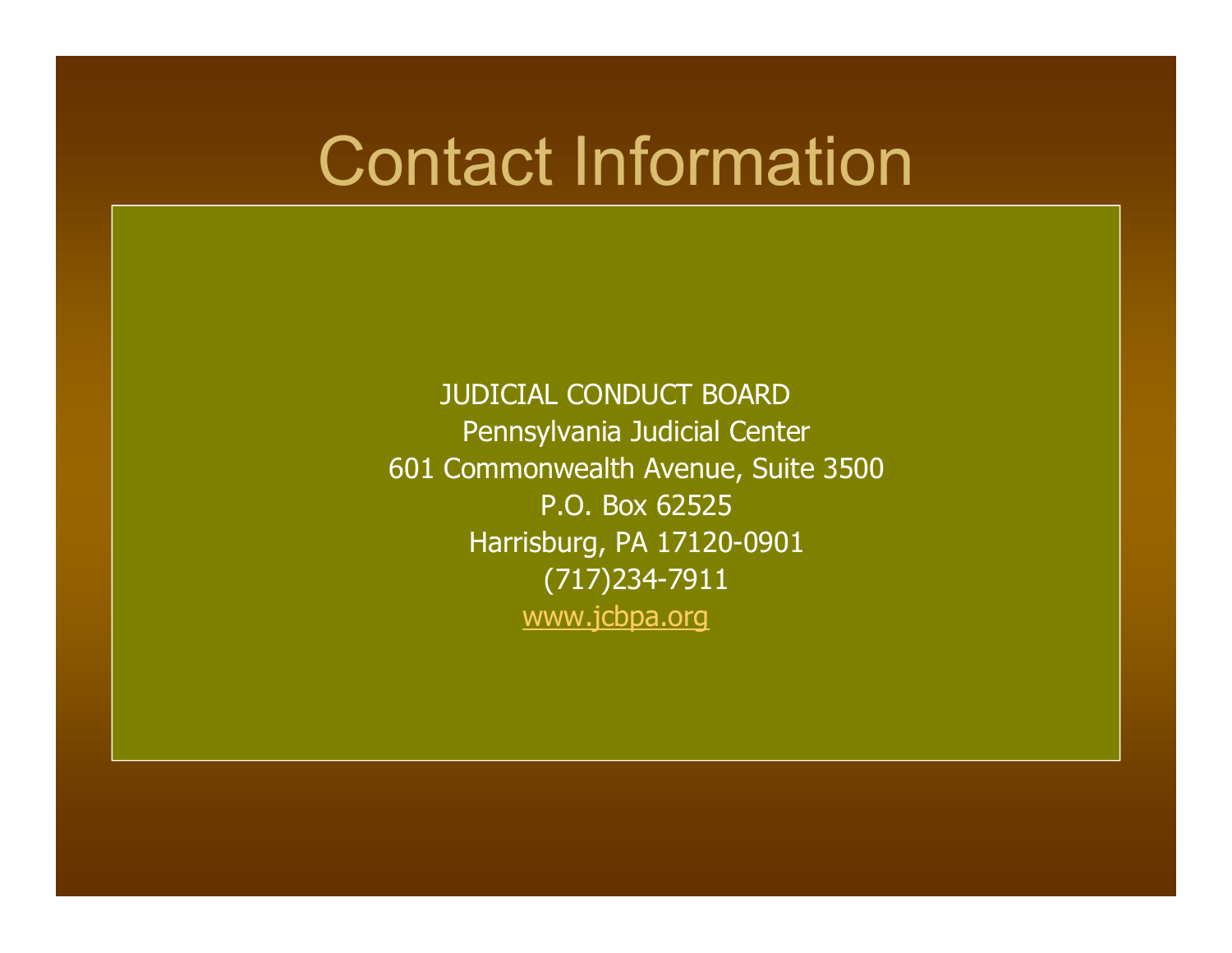# Contact Information

JUDICIAL CONDUCT BOARD
Pennsylvania Judicial Center
601 Commonwealth Avenue, Suite 3500
P.O. Box 62525
Harrisburg, PA 17120-0901
(717)234-7911
www.jcbpa.org